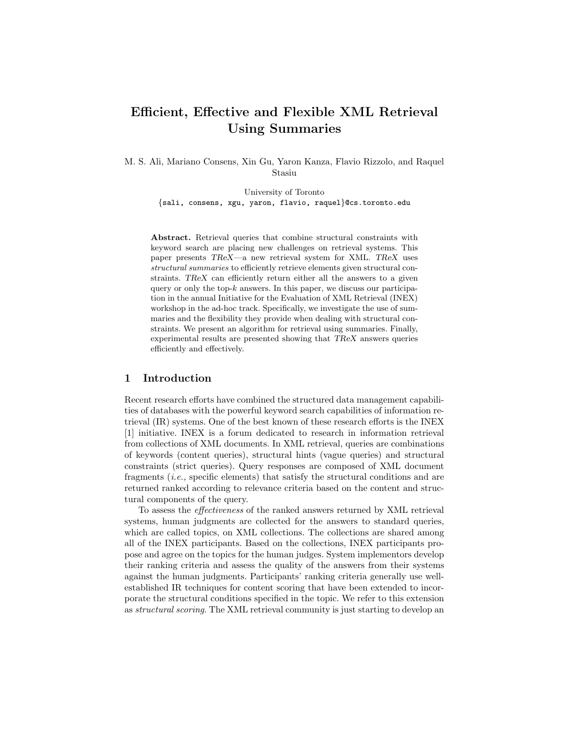# Efficient, Effective and Flexible XML Retrieval Using Summaries

M. S. Ali, Mariano Consens, Xin Gu, Yaron Kanza, Flavio Rizzolo, and Raquel Stasiu

University of Toronto
{sali, consens, xgu, yaron, flavio, raquel}@cs.toronto.edu

**Abstract.** Retrieval queries that combine structural constraints with keyword search are placing new challenges on retrieval systems. This paper presents *TReX*—a new retrieval system for XML. *TReX* uses *structural summaries* to efficiently retrieve elements given structural constraints. *TReX* can efficiently return either all the answers to a given query or only the top-$k$ answers. In this paper, we discuss our participation in the annual Initiative for the Evaluation of XML Retrieval (INEX) workshop in the ad-hoc track. Specifically, we investigate the use of summaries and the flexibility they provide when dealing with structural constraints. We present an algorithm for retrieval using summaries. Finally, experimental results are presented showing that *TReX* answers queries efficiently and effectively.

## 1 Introduction

Recent research efforts have combined the structured data management capabilities of databases with the powerful keyword search capabilities of information retrieval (IR) systems. One of the best known of these research efforts is the INEX [1] initiative. INEX is a forum dedicated to research in information retrieval from collections of XML documents. In XML retrieval, queries are combinations of keywords (content queries), structural hints (vague queries) and structural constraints (strict queries). Query responses are composed of XML document fragments (*i.e.,* specific elements) that satisfy the structural conditions and are returned ranked according to relevance criteria based on the content and structural components of the query.

To assess the *effectiveness* of the ranked answers returned by XML retrieval systems, human judgments are collected for the answers to standard queries, which are called topics, on XML collections. The collections are shared among all of the INEX participants. Based on the collections, INEX participants propose and agree on the topics for the human judges. System implementors develop their ranking criteria and assess the quality of the answers from their systems against the human judgments. Participants' ranking criteria generally use well-established IR techniques for content scoring that have been extended to incorporate the structural conditions specified in the topic. We refer to this extension as *structural scoring*. The XML retrieval community is just starting to develop an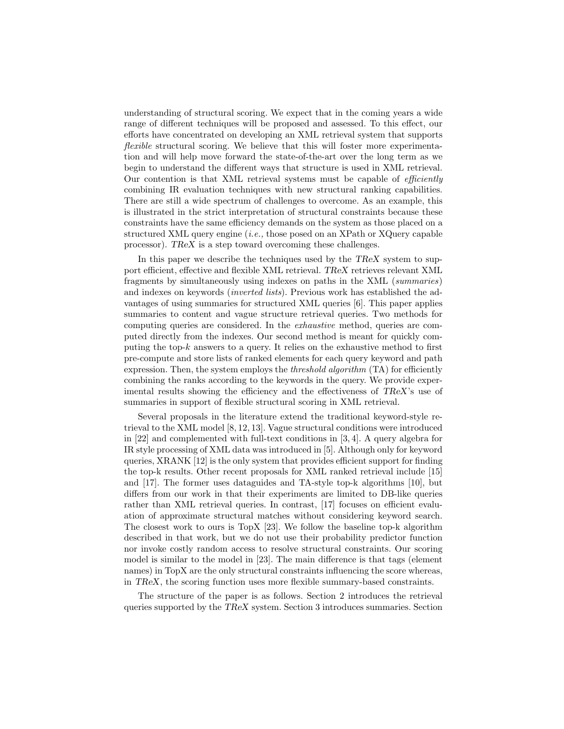understanding of structural scoring. We expect that in the coming years a wide range of different techniques will be proposed and assessed. To this effect, our efforts have concentrated on developing an XML retrieval system that supports *flexible* structural scoring. We believe that this will foster more experimentation and will help move forward the state-of-the-art over the long term as we begin to understand the different ways that structure is used in XML retrieval. Our contention is that XML retrieval systems must be capable of *efficiently* combining IR evaluation techniques with new structural ranking capabilities. There are still a wide spectrum of challenges to overcome. As an example, this is illustrated in the strict interpretation of structural constraints because these constraints have the same efficiency demands on the system as those placed on a structured XML query engine (*i.e.,* those posed on an XPath or XQuery capable processor). *TReX* is a step toward overcoming these challenges.

In this paper we describe the techniques used by the *TReX* system to support efficient, effective and flexible XML retrieval. *TReX* retrieves relevant XML fragments by simultaneously using indexes on paths in the XML (*summaries*) and indexes on keywords (*inverted lists*). Previous work has established the advantages of using summaries for structured XML queries [6]. This paper applies summaries to content and vague structure retrieval queries. Two methods for computing queries are considered. In the *exhaustive* method, queries are computed directly from the indexes. Our second method is meant for quickly computing the top-$k$ answers to a query. It relies on the exhaustive method to first pre-compute and store lists of ranked elements for each query keyword and path expression. Then, the system employs the *threshold algorithm* (TA) for efficiently combining the ranks according to the keywords in the query. We provide experimental results showing the efficiency and the effectiveness of *TReX*'s use of summaries in support of flexible structural scoring in XML retrieval.

Several proposals in the literature extend the traditional keyword-style retrieval to the XML model [8, 12, 13]. Vague structural conditions were introduced in [22] and complemented with full-text conditions in [3, 4]. A query algebra for IR style processing of XML data was introduced in [5]. Although only for keyword queries, XRANK [12] is the only system that provides efficient support for finding the top-k results. Other recent proposals for XML ranked retrieval include [15] and [17]. The former uses dataguides and TA-style top-k algorithms [10], but differs from our work in that their experiments are limited to DB-like queries rather than XML retrieval queries. In contrast, [17] focuses on efficient evaluation of approximate structural matches without considering keyword search. The closest work to ours is TopX [23]. We follow the baseline top-k algorithm described in that work, but we do not use their probability predictor function nor invoke costly random access to resolve structural constraints. Our scoring model is similar to the model in [23]. The main difference is that tags (element names) in TopX are the only structural constraints influencing the score whereas, in *TReX*, the scoring function uses more flexible summary-based constraints.

The structure of the paper is as follows. Section 2 introduces the retrieval queries supported by the *TReX* system. Section 3 introduces summaries. Section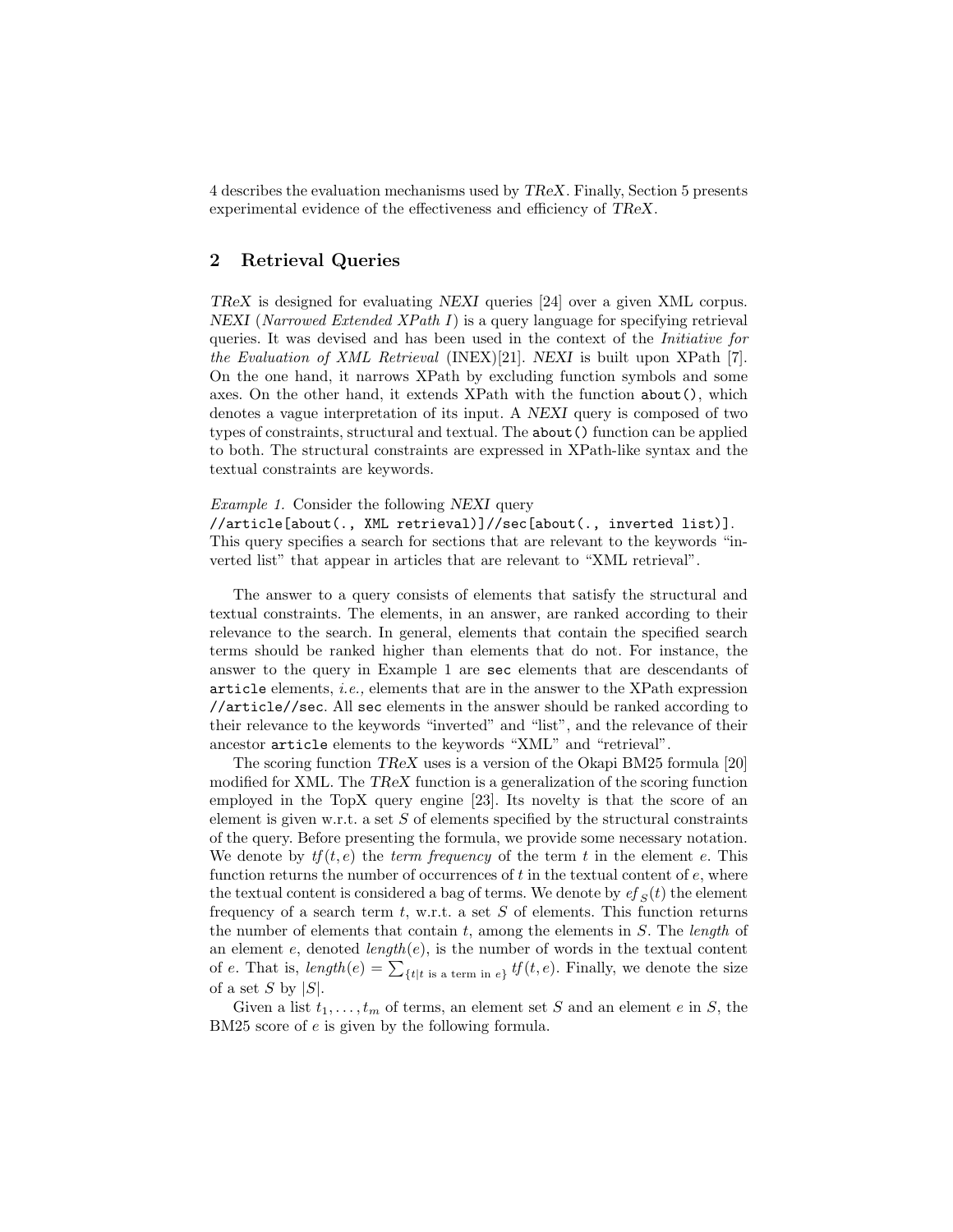4 describes the evaluation mechanisms used by *TReX*. Finally, Section 5 presents experimental evidence of the effectiveness and efficiency of *TReX*.

## 2 Retrieval Queries

*TReX* is designed for evaluating *NEXI* queries [24] over a given XML corpus. *NEXI* (*Narrowed Extended XPath I*) is a query language for specifying retrieval queries. It was devised and has been used in the context of the *Initiative for the Evaluation of XML Retrieval* (INEX)[21]. *NEXI* is built upon XPath [7]. On the one hand, it narrows XPath by excluding function symbols and some axes. On the other hand, it extends XPath with the function `about()`, which denotes a vague interpretation of its input. A *NEXI* query is composed of two types of constraints, structural and textual. The `about()` function can be applied to both. The structural constraints are expressed in XPath-like syntax and the textual constraints are keywords.

*Example 1.* Consider the following *NEXI* query
`//article[about(., XML retrieval)]//sec[about(., inverted list)]`.
This query specifies a search for sections that are relevant to the keywords "inverted list" that appear in articles that are relevant to "XML retrieval".

The answer to a query consists of elements that satisfy the structural and textual constraints. The elements, in an answer, are ranked according to their relevance to the search. In general, elements that contain the specified search terms should be ranked higher than elements that do not. For instance, the answer to the query in Example 1 are `sec` elements that are descendants of `article` elements, *i.e.,* elements that are in the answer to the XPath expression `//article//sec`. All `sec` elements in the answer should be ranked according to their relevance to the keywords "inverted" and "list", and the relevance of their ancestor `article` elements to the keywords "XML" and "retrieval".

The scoring function *TReX* uses is a version of the Okapi BM25 formula [20] modified for XML. The *TReX* function is a generalization of the scoring function employed in the TopX query engine [23]. Its novelty is that the score of an element is given w.r.t. a set $S$ of elements specified by the structural constraints of the query. Before presenting the formula, we provide some necessary notation. We denote by $tf(t, e)$ the *term frequency* of the term $t$ in the element $e$. This function returns the number of occurrences of $t$ in the textual content of $e$, where the textual content is considered a bag of terms. We denote by $ef_S(t)$ the element frequency of a search term $t$, w.r.t. a set $S$ of elements. This function returns the number of elements that contain $t$, among the elements in $S$. The *length* of an element $e$, denoted $length(e)$, is the number of words in the textual content of $e$. That is, $length(e) = \sum_{\{t|t \text{ is a term in } e\}} tf(t, e)$. Finally, we denote the size of a set $S$ by $|S|$.

Given a list $t_1, \ldots, t_m$ of terms, an element set $S$ and an element $e$ in $S$, the BM25 score of $e$ is given by the following formula.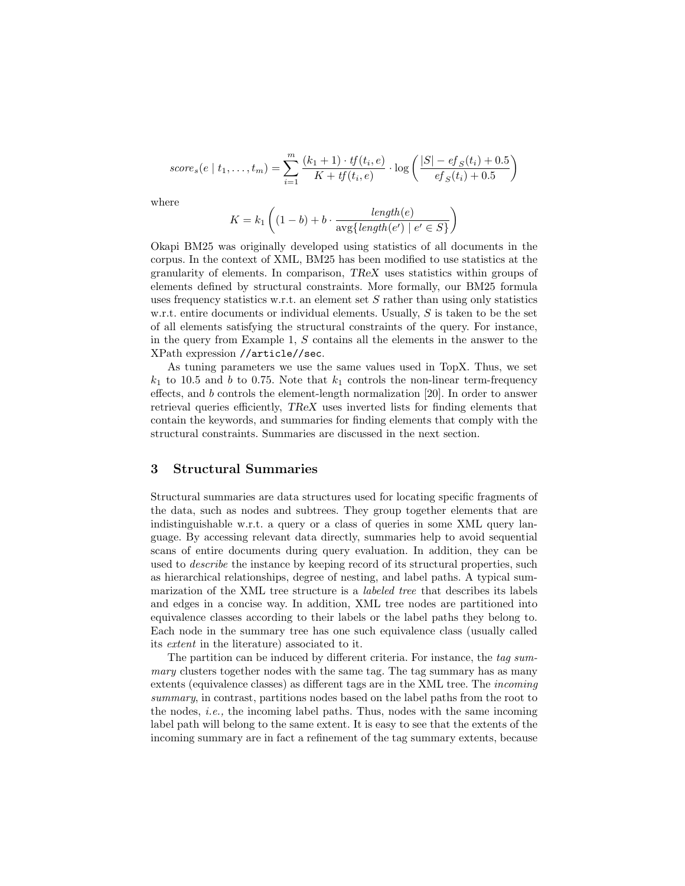$$score_s(e \mid t_1, \ldots, t_m) = \sum_{i=1}^{m} \frac{(k_1 + 1) \cdot tf(t_i, e)}{K + tf(t_i, e)} \cdot \log\left(\frac{|S| - ef_S(t_i) + 0.5}{ef_S(t_i) + 0.5}\right)$$

where

$$K = k_1 \left((1 - b) + b \cdot \frac{length(e)}{\text{avg}\{length(e') \mid e' \in S\}}\right)$$

Okapi BM25 was originally developed using statistics of all documents in the corpus. In the context of XML, BM25 has been modified to use statistics at the granularity of elements. In comparison, *TReX* uses statistics within groups of elements defined by structural constraints. More formally, our BM25 formula uses frequency statistics w.r.t. an element set $S$ rather than using only statistics w.r.t. entire documents or individual elements. Usually, $S$ is taken to be the set of all elements satisfying the structural constraints of the query. For instance, in the query from Example 1, $S$ contains all the elements in the answer to the XPath expression `//article//sec`.

As tuning parameters we use the same values used in TopX. Thus, we set $k_1$ to 10.5 and $b$ to 0.75. Note that $k_1$ controls the non-linear term-frequency effects, and $b$ controls the element-length normalization [20]. In order to answer retrieval queries efficiently, *TReX* uses inverted lists for finding elements that contain the keywords, and summaries for finding elements that comply with the structural constraints. Summaries are discussed in the next section.

## 3 Structural Summaries

Structural summaries are data structures used for locating specific fragments of the data, such as nodes and subtrees. They group together elements that are indistinguishable w.r.t. a query or a class of queries in some XML query language. By accessing relevant data directly, summaries help to avoid sequential scans of entire documents during query evaluation. In addition, they can be used to *describe* the instance by keeping record of its structural properties, such as hierarchical relationships, degree of nesting, and label paths. A typical summarization of the XML tree structure is a *labeled tree* that describes its labels and edges in a concise way. In addition, XML tree nodes are partitioned into equivalence classes according to their labels or the label paths they belong to. Each node in the summary tree has one such equivalence class (usually called its *extent* in the literature) associated to it.

The partition can be induced by different criteria. For instance, the *tag summary* clusters together nodes with the same tag. The tag summary has as many extents (equivalence classes) as different tags are in the XML tree. The *incoming summary*, in contrast, partitions nodes based on the label paths from the root to the nodes, *i.e.,* the incoming label paths. Thus, nodes with the same incoming label path will belong to the same extent. It is easy to see that the extents of the incoming summary are in fact a refinement of the tag summary extents, because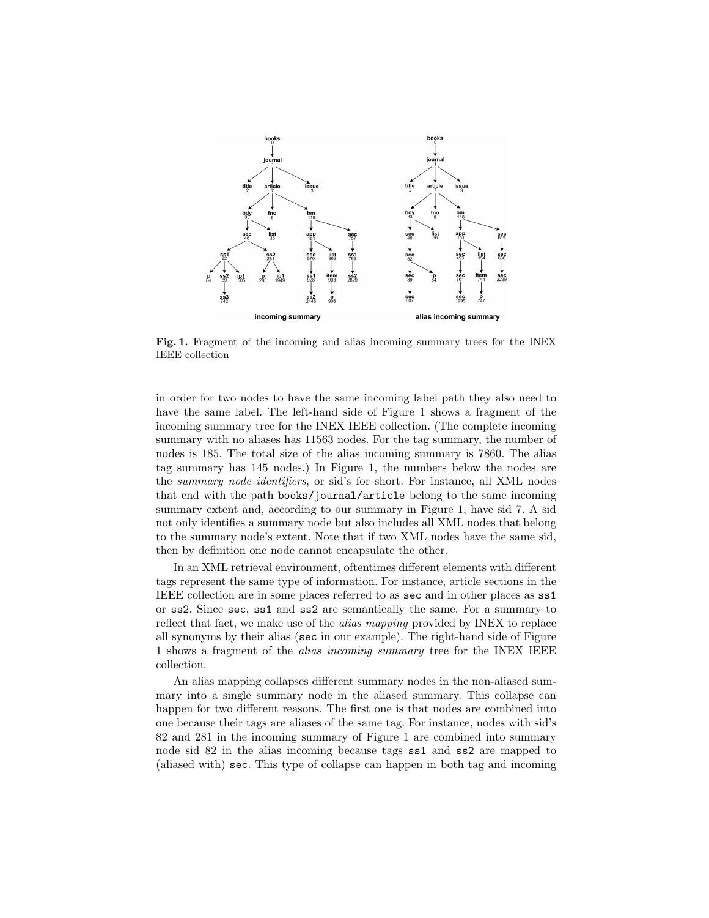**Fig. 1.** Fragment of the incoming and alias incoming summary trees for the INEX IEEE collection

in order for two nodes to have the same incoming label path they also need to have the same label. The left-hand side of Figure 1 shows a fragment of the incoming summary tree for the INEX IEEE collection. (The complete incoming summary with no aliases has 11563 nodes. For the tag summary, the number of nodes is 185. The total size of the alias incoming summary is 7860. The alias tag summary has 145 nodes.) In Figure 1, the numbers below the nodes are the *summary node identifiers*, or sid's for short. For instance, all XML nodes that end with the path `books/journal/article` belong to the same incoming summary extent and, according to our summary in Figure 1, have sid 7. A sid not only identifies a summary node but also includes all XML nodes that belong to the summary node's extent. Note that if two XML nodes have the same sid, then by definition one node cannot encapsulate the other.

In an XML retrieval environment, oftentimes different elements with different tags represent the same type of information. For instance, article sections in the IEEE collection are in some places referred to as `sec` and in other places as `ss1` or `ss2`. Since `sec`, `ss1` and `ss2` are semantically the same. For a summary to reflect that fact, we make use of the *alias mapping* provided by INEX to replace all synonyms by their alias (`sec` in our example). The right-hand side of Figure 1 shows a fragment of the *alias incoming summary* tree for the INEX IEEE collection.

An alias mapping collapses different summary nodes in the non-aliased summary into a single summary node in the aliased summary. This collapse can happen for two different reasons. The first one is that nodes are combined into one because their tags are aliases of the same tag. For instance, nodes with sid's 82 and 281 in the incoming summary of Figure 1 are combined into summary node sid 82 in the alias incoming because tags `ss1` and `ss2` are mapped to (aliased with) `sec`. This type of collapse can happen in both tag and incoming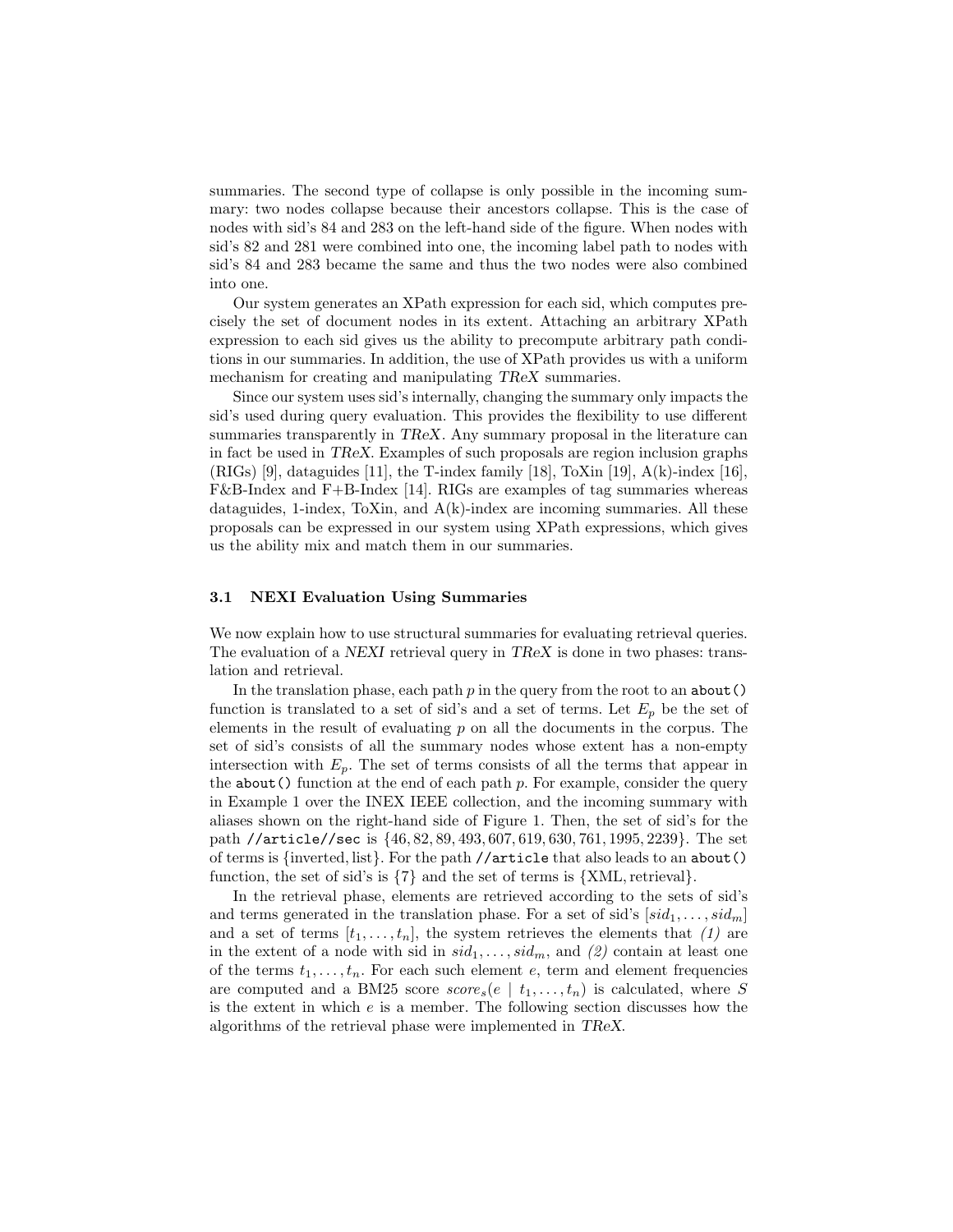summaries. The second type of collapse is only possible in the incoming summary: two nodes collapse because their ancestors collapse. This is the case of nodes with sid's 84 and 283 on the left-hand side of the figure. When nodes with sid's 82 and 281 were combined into one, the incoming label path to nodes with sid's 84 and 283 became the same and thus the two nodes were also combined into one.

Our system generates an XPath expression for each sid, which computes precisely the set of document nodes in its extent. Attaching an arbitrary XPath expression to each sid gives us the ability to precompute arbitrary path conditions in our summaries. In addition, the use of XPath provides us with a uniform mechanism for creating and manipulating *TReX* summaries.

Since our system uses sid's internally, changing the summary only impacts the sid's used during query evaluation. This provides the flexibility to use different summaries transparently in *TReX*. Any summary proposal in the literature can in fact be used in *TReX*. Examples of such proposals are region inclusion graphs (RIGs) [9], dataguides [11], the T-index family [18], ToXin [19], A(k)-index [16], F&B-Index and F+B-Index [14]. RIGs are examples of tag summaries whereas dataguides, 1-index, ToXin, and A(k)-index are incoming summaries. All these proposals can be expressed in our system using XPath expressions, which gives us the ability mix and match them in our summaries.

### 3.1 NEXI Evaluation Using Summaries

We now explain how to use structural summaries for evaluating retrieval queries. The evaluation of a *NEXI* retrieval query in *TReX* is done in two phases: translation and retrieval.

In the translation phase, each path $p$ in the query from the root to an `about()` function is translated to a set of sid's and a set of terms. Let $E_p$ be the set of elements in the result of evaluating $p$ on all the documents in the corpus. The set of sid's consists of all the summary nodes whose extent has a non-empty intersection with $E_p$. The set of terms consists of all the terms that appear in the `about()` function at the end of each path $p$. For example, consider the query in Example 1 over the INEX IEEE collection, and the incoming summary with aliases shown on the right-hand side of Figure 1. Then, the set of sid's for the path `//article//sec` is $\{46, 82, 89, 493, 607, 619, 630, 761, 1995, 2239\}$. The set of terms is $\{\text{inverted}, \text{list}\}$. For the path `//article` that also leads to an `about()` function, the set of sid's is $\{7\}$ and the set of terms is $\{\text{XML}, \text{retrieval}\}$.

In the retrieval phase, elements are retrieved according to the sets of sid's and terms generated in the translation phase. For a set of sid's $[sid_1, \ldots, sid_m]$ and a set of terms $[t_1, \ldots, t_n]$, the system retrieves the elements that *(1)* are in the extent of a node with sid in $sid_1, \ldots, sid_m$, and *(2)* contain at least one of the terms $t_1, \ldots, t_n$. For each such element $e$, term and element frequencies are computed and a BM25 score $score_s(e \mid t_1, \ldots, t_n)$ is calculated, where $S$ is the extent in which $e$ is a member. The following section discusses how the algorithms of the retrieval phase were implemented in *TReX*.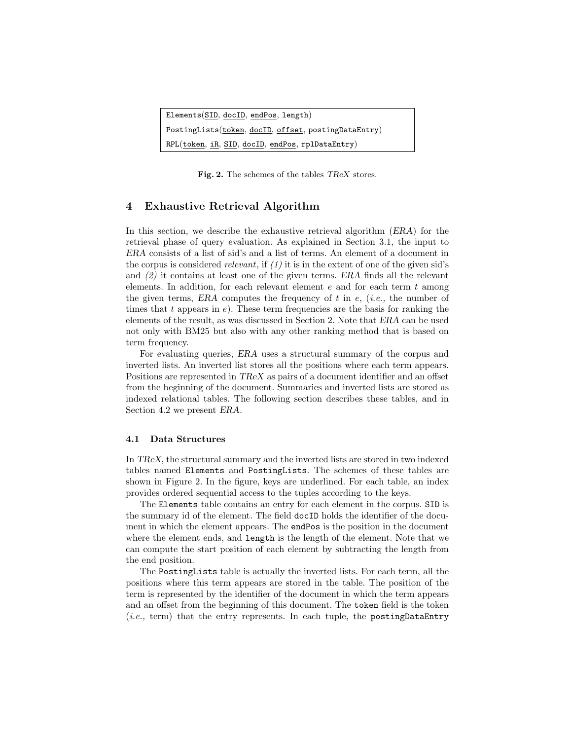```
Elements(SID, docID, endPos, length)
PostingLists(token, docID, offset, postingDataEntry)
RPL(token, iR, SID, docID, endPos, rplDataEntry)
```

**Fig. 2.** The schemes of the tables *TReX* stores.

## 4 Exhaustive Retrieval Algorithm

In this section, we describe the exhaustive retrieval algorithm (*ERA*) for the retrieval phase of query evaluation. As explained in Section 3.1, the input to *ERA* consists of a list of sid's and a list of terms. An element of a document in the corpus is considered *relevant*, if *(1)* it is in the extent of one of the given sid's and *(2)* it contains at least one of the given terms. *ERA* finds all the relevant elements. In addition, for each relevant element $e$ and for each term $t$ among the given terms, *ERA* computes the frequency of $t$ in $e$, (*i.e.,* the number of times that $t$ appears in $e$). These term frequencies are the basis for ranking the elements of the result, as was discussed in Section 2. Note that *ERA* can be used not only with BM25 but also with any other ranking method that is based on term frequency.

For evaluating queries, *ERA* uses a structural summary of the corpus and inverted lists. An inverted list stores all the positions where each term appears. Positions are represented in *TReX* as pairs of a document identifier and an offset from the beginning of the document. Summaries and inverted lists are stored as indexed relational tables. The following section describes these tables, and in Section 4.2 we present *ERA*.

### 4.1 Data Structures

In *TReX*, the structural summary and the inverted lists are stored in two indexed tables named `Elements` and `PostingLists`. The schemes of these tables are shown in Figure 2. In the figure, keys are underlined. For each table, an index provides ordered sequential access to the tuples according to the keys.

The `Elements` table contains an entry for each element in the corpus. `SID` is the summary id of the element. The field `docID` holds the identifier of the document in which the element appears. The `endPos` is the position in the document where the element ends, and `length` is the length of the element. Note that we can compute the start position of each element by subtracting the length from the end position.

The `PostingLists` table is actually the inverted lists. For each term, all the positions where this term appears are stored in the table. The position of the term is represented by the identifier of the document in which the term appears and an offset from the beginning of this document. The `token` field is the token (*i.e.,* term) that the entry represents. In each tuple, the `postingDataEntry`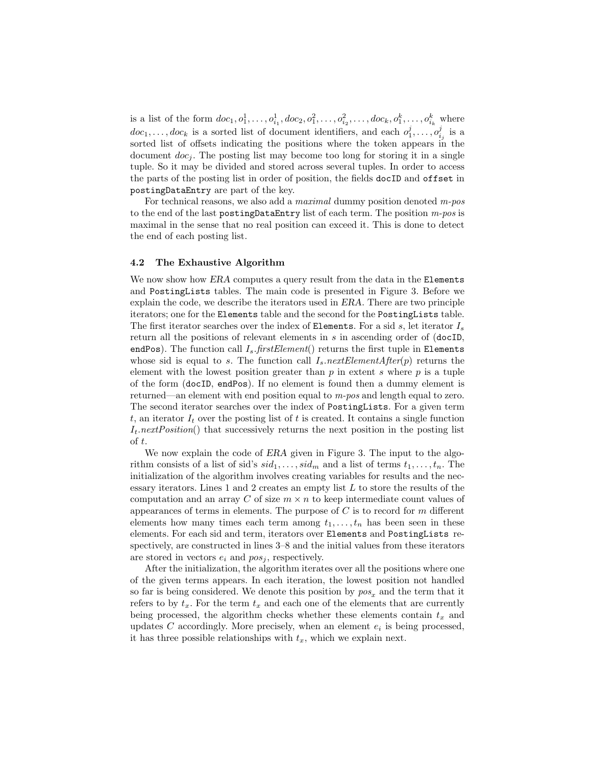is a list of the form $doc_1, o^1_1, \ldots, o^1_{i_1}, doc_2, o^2_1, \ldots, o^2_{i_2}, \ldots, doc_k, o^k_1, \ldots, o^k_{i_k}$ where $doc_1, \ldots, doc_k$ is a sorted list of document identifiers, and each $o^j_1, \ldots, o^j_{i_j}$ is a sorted list of offsets indicating the positions where the token appears in the document $doc_j$. The posting list may become too long for storing it in a single tuple. So it may be divided and stored across several tuples. In order to access the parts of the posting list in order of position, the fields `docID` and `offset` in `postingDataEntry` are part of the key.

For technical reasons, we also add a *maximal* dummy position denoted *m-pos* to the end of the last `postingDataEntry` list of each term. The position *m-pos* is maximal in the sense that no real position can exceed it. This is done to detect the end of each posting list.

### 4.2 The Exhaustive Algorithm

We now show how *ERA* computes a query result from the data in the `Elements` and `PostingLists` tables. The main code is presented in Figure 3. Before we explain the code, we describe the iterators used in *ERA*. There are two principle iterators; one for the `Elements` table and the second for the `PostingLists` table. The first iterator searches over the index of `Elements`. For a sid $s$, let iterator $I_s$ return all the positions of relevant elements in $s$ in ascending order of (`docID`, `endPos`). The function call $I_s$.*firstElement*() returns the first tuple in `Elements` whose sid is equal to $s$. The function call $I_s$.*nextElementAfter*($p$) returns the element with the lowest position greater than $p$ in extent $s$ where $p$ is a tuple of the form (`docID`, `endPos`). If no element is found then a dummy element is returned—an element with end position equal to *m-pos* and length equal to zero. The second iterator searches over the index of `PostingLists`. For a given term $t$, an iterator $I_t$ over the posting list of $t$ is created. It contains a single function $I_t$.*nextPosition*() that successively returns the next position in the posting list of $t$.

We now explain the code of *ERA* given in Figure 3. The input to the algorithm consists of a list of sid's $sid_1, \ldots, sid_m$ and a list of terms $t_1, \ldots, t_n$. The initialization of the algorithm involves creating variables for results and the necessary iterators. Lines 1 and 2 creates an empty list $L$ to store the results of the computation and an array $C$ of size $m \times n$ to keep intermediate count values of appearances of terms in elements. The purpose of $C$ is to record for $m$ different elements how many times each term among $t_1, \ldots, t_n$ has been seen in these elements. For each sid and term, iterators over `Elements` and `PostingLists` respectively, are constructed in lines 3–8 and the initial values from these iterators are stored in vectors $e_i$ and $pos_j$, respectively.

After the initialization, the algorithm iterates over all the positions where one of the given terms appears. In each iteration, the lowest position not handled so far is being considered. We denote this position by $pos_x$ and the term that it refers to by $t_x$. For the term $t_x$ and each one of the elements that are currently being processed, the algorithm checks whether these elements contain $t_x$ and updates $C$ accordingly. More precisely, when an element $e_i$ is being processed, it has three possible relationships with $t_x$, which we explain next.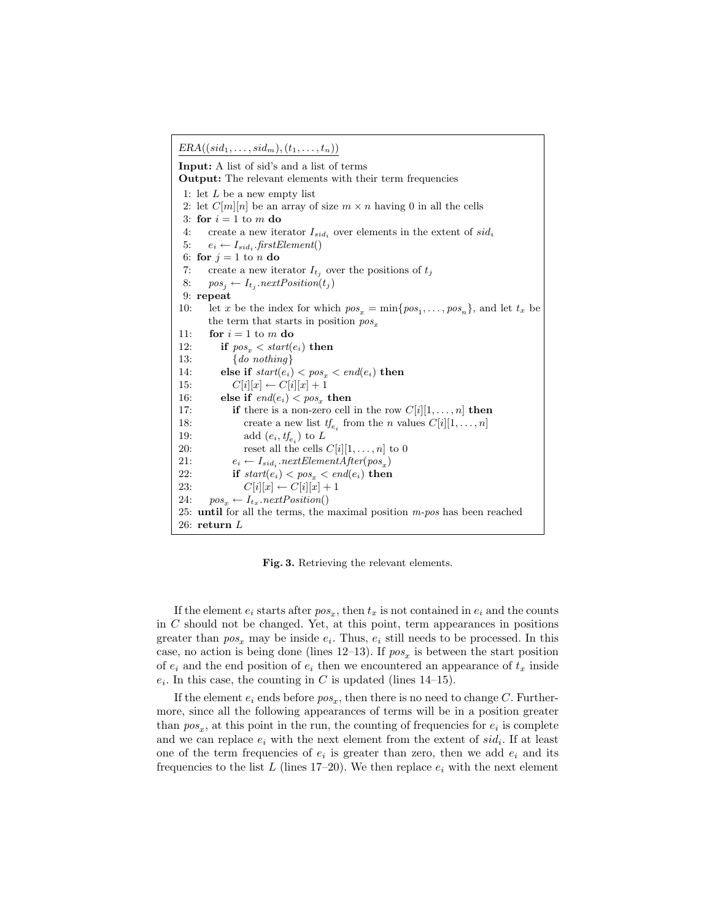```
ERA((sid_1, ..., sid_m), (t_1, ..., t_n))

Input: A list of sid's and a list of terms
Output: The relevant elements with their term frequencies

 1: let L be a new empty list
 2: let C[m][n] be an array of size m × n having 0 in all the cells
 3: for i = 1 to m do
 4:     create a new iterator I_{sid_i} over elements in the extent of sid_i
 5:     e_i ← I_{sid_i}.firstElement()
 6: for j = 1 to n do
 7:     create a new iterator I_{t_j} over the positions of t_j
 8:     pos_j ← I_{t_j}.nextPosition(t_j)
 9: repeat
10:     let x be the index for which pos_x = min{pos_1, ..., pos_n}, and let t_x be
        the term that starts in position pos_x
11:     for i = 1 to m do
12:         if pos_x < start(e_i) then
13:             {do nothing}
14:         else if start(e_i) < pos_x < end(e_i) then
15:             C[i][x] ← C[i][x] + 1
16:         else if end(e_i) < pos_x then
17:             if there is a non-zero cell in the row C[i][1, ..., n] then
18:                 create a new list tf_{e_i} from the n values C[i][1, ..., n]
19:                 add (e_i, tf_{e_i}) to L
20:                 reset all the cells C[i][1, ..., n] to 0
21:             e_i ← I_{sid_i}.nextElementAfter(pos_x)
22:             if start(e_i) < pos_x < end(e_i) then
23:                 C[i][x] ← C[i][x] + 1
24:     pos_x ← I_{t_x}.nextPosition()
25: until for all the terms, the maximal position m-pos has been reached
26: return L
```

**Fig. 3.** Retrieving the relevant elements.

If the element $e_i$ starts after $pos_x$, then $t_x$ is not contained in $e_i$ and the counts in $C$ should not be changed. Yet, at this point, term appearances in positions greater than $pos_x$ may be inside $e_i$. Thus, $e_i$ still needs to be processed. In this case, no action is being done (lines 12–13). If $pos_x$ is between the start position of $e_i$ and the end position of $e_i$ then we encountered an appearance of $t_x$ inside $e_i$. In this case, the counting in $C$ is updated (lines 14–15).

If the element $e_i$ ends before $pos_x$, then there is no need to change $C$. Furthermore, since all the following appearances of terms will be in a position greater than $pos_x$, at this point in the run, the counting of frequencies for $e_i$ is complete and we can replace $e_i$ with the next element from the extent of $sid_i$. If at least one of the term frequencies of $e_i$ is greater than zero, then we add $e_i$ and its frequencies to the list $L$ (lines 17–20). We then replace $e_i$ with the next element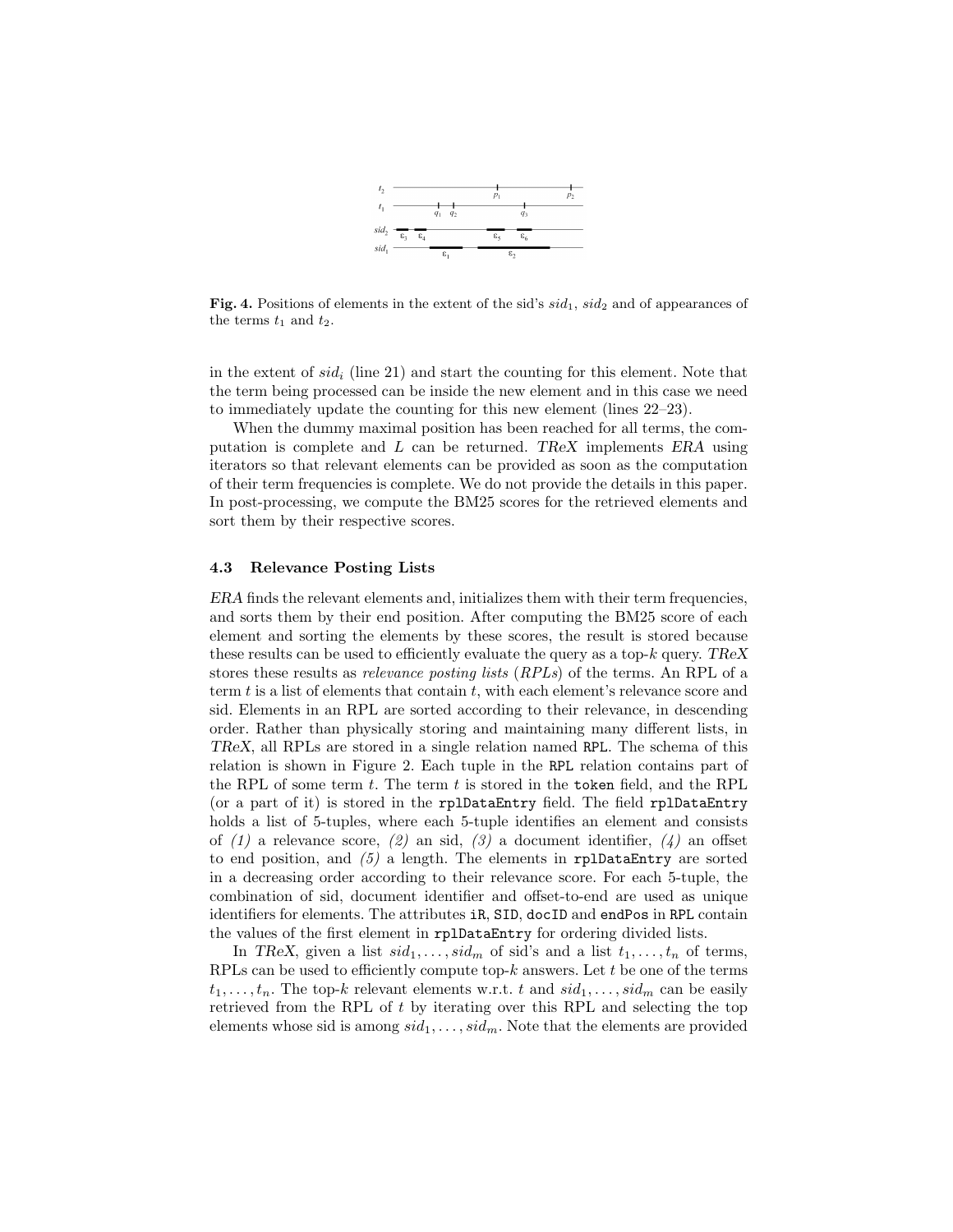**Fig. 4.** Positions of elements in the extent of the sid's $sid_1$, $sid_2$ and of appearances of the terms $t_1$ and $t_2$.

in the extent of $sid_i$ (line 21) and start the counting for this element. Note that the term being processed can be inside the new element and in this case we need to immediately update the counting for this new element (lines 22–23).

When the dummy maximal position has been reached for all terms, the computation is complete and $L$ can be returned. *TReX* implements *ERA* using iterators so that relevant elements can be provided as soon as the computation of their term frequencies is complete. We do not provide the details in this paper. In post-processing, we compute the BM25 scores for the retrieved elements and sort them by their respective scores.

### 4.3 Relevance Posting Lists

*ERA* finds the relevant elements and, initializes them with their term frequencies, and sorts them by their end position. After computing the BM25 score of each element and sorting the elements by these scores, the result is stored because these results can be used to efficiently evaluate the query as a top-$k$ query. *TReX* stores these results as *relevance posting lists* (*RPLs*) of the terms. An RPL of a term $t$ is a list of elements that contain $t$, with each element's relevance score and sid. Elements in an RPL are sorted according to their relevance, in descending order. Rather than physically storing and maintaining many different lists, in *TReX*, all RPLs are stored in a single relation named `RPL`. The schema of this relation is shown in Figure 2. Each tuple in the `RPL` relation contains part of the RPL of some term $t$. The term $t$ is stored in the `token` field, and the RPL (or a part of it) is stored in the `rplDataEntry` field. The field `rplDataEntry` holds a list of 5-tuples, where each 5-tuple identifies an element and consists of *(1)* a relevance score, *(2)* an sid, *(3)* a document identifier, *(4)* an offset to end position, and *(5)* a length. The elements in `rplDataEntry` are sorted in a decreasing order according to their relevance score. For each 5-tuple, the combination of sid, document identifier and offset-to-end are used as unique identifiers for elements. The attributes `iR`, `SID`, `docID` and `endPos` in `RPL` contain the values of the first element in `rplDataEntry` for ordering divided lists.

In *TReX*, given a list $sid_1, \ldots, sid_m$ of sid's and a list $t_1, \ldots, t_n$ of terms, RPLs can be used to efficiently compute top-$k$ answers. Let $t$ be one of the terms $t_1, \ldots, t_n$. The top-$k$ relevant elements w.r.t. $t$ and $sid_1, \ldots, sid_m$ can be easily retrieved from the RPL of $t$ by iterating over this RPL and selecting the top elements whose sid is among $sid_1, \ldots, sid_m$. Note that the elements are provided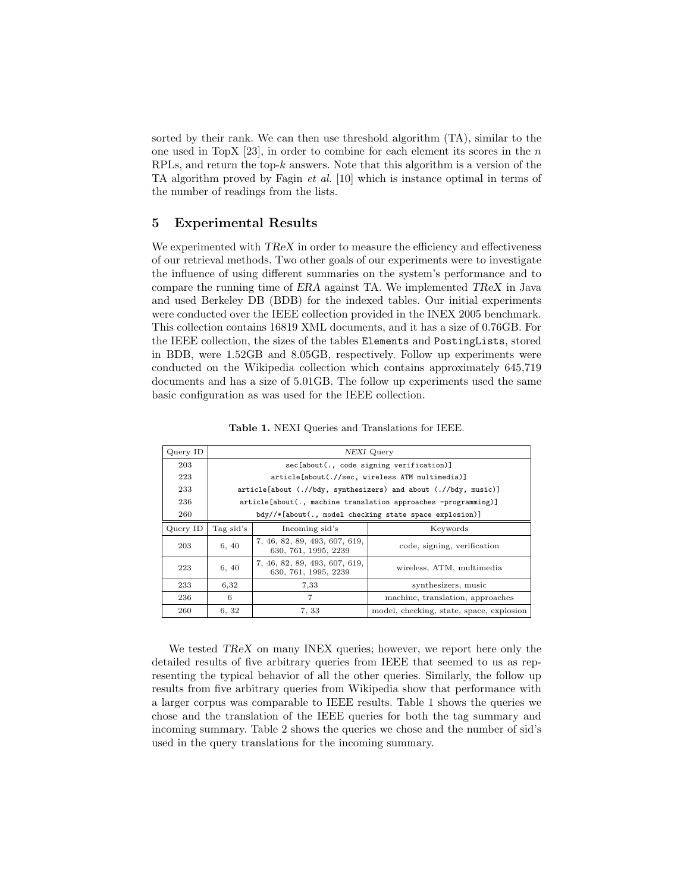sorted by their rank. We can then use threshold algorithm (TA), similar to the one used in TopX [23], in order to combine for each element its scores in the $n$ RPLs, and return the top-$k$ answers. Note that this algorithm is a version of the TA algorithm proved by Fagin *et al.* [10] which is instance optimal in terms of the number of readings from the lists.

## 5 Experimental Results

We experimented with *TReX* in order to measure the efficiency and effectiveness of our retrieval methods. Two other goals of our experiments were to investigate the influence of using different summaries on the system's performance and to compare the running time of *ERA* against TA. We implemented *TReX* in Java and used Berkeley DB (BDB) for the indexed tables. Our initial experiments were conducted over the IEEE collection provided in the INEX 2005 benchmark. This collection contains 16819 XML documents, and it has a size of 0.76GB. For the IEEE collection, the sizes of the tables `Elements` and `PostingLists`, stored in BDB, were 1.52GB and 8.05GB, respectively. Follow up experiments were conducted on the Wikipedia collection which contains approximately 645,719 documents and has a size of 5.01GB. The follow up experiments used the same basic configuration as was used for the IEEE collection.

**Table 1.** NEXI Queries and Translations for IEEE.

| Query ID | *NEXI* Query | | |
|---|---|---|---|
| 203 | `sec[about(., code signing verification)]` | | |
| 223 | `article[about(.//sec, wireless ATM multimedia)]` | | |
| 233 | `article[about (.//bdy, synthesizers) and about (.//bdy, music)]` | | |
| 236 | `article[about(., machine translation approaches -programming)]` | | |
| 260 | `bdy//*[about(., model checking state space explosion)]` | | |
| **Query ID** | **Tag sid's** | **Incoming sid's** | **Keywords** |
| 203 | 6, 40 | 7, 46, 82, 89, 493, 607, 619, 630, 761, 1995, 2239 | code, signing, verification |
| 223 | 6, 40 | 7, 46, 82, 89, 493, 607, 619, 630, 761, 1995, 2239 | wireless, ATM, multimedia |
| 233 | 6,32 | 7,33 | synthesizers, music |
| 236 | 6 | 7 | machine, translation, approaches |
| 260 | 6, 32 | 7, 33 | model, checking, state, space, explosion |

We tested *TReX* on many INEX queries; however, we report here only the detailed results of five arbitrary queries from IEEE that seemed to us as representing the typical behavior of all the other queries. Similarly, the follow up results from five arbitrary queries from Wikipedia show that performance with a larger corpus was comparable to IEEE results. Table 1 shows the queries we chose and the translation of the IEEE queries for both the tag summary and incoming summary. Table 2 shows the queries we chose and the number of sid's used in the query translations for the incoming summary.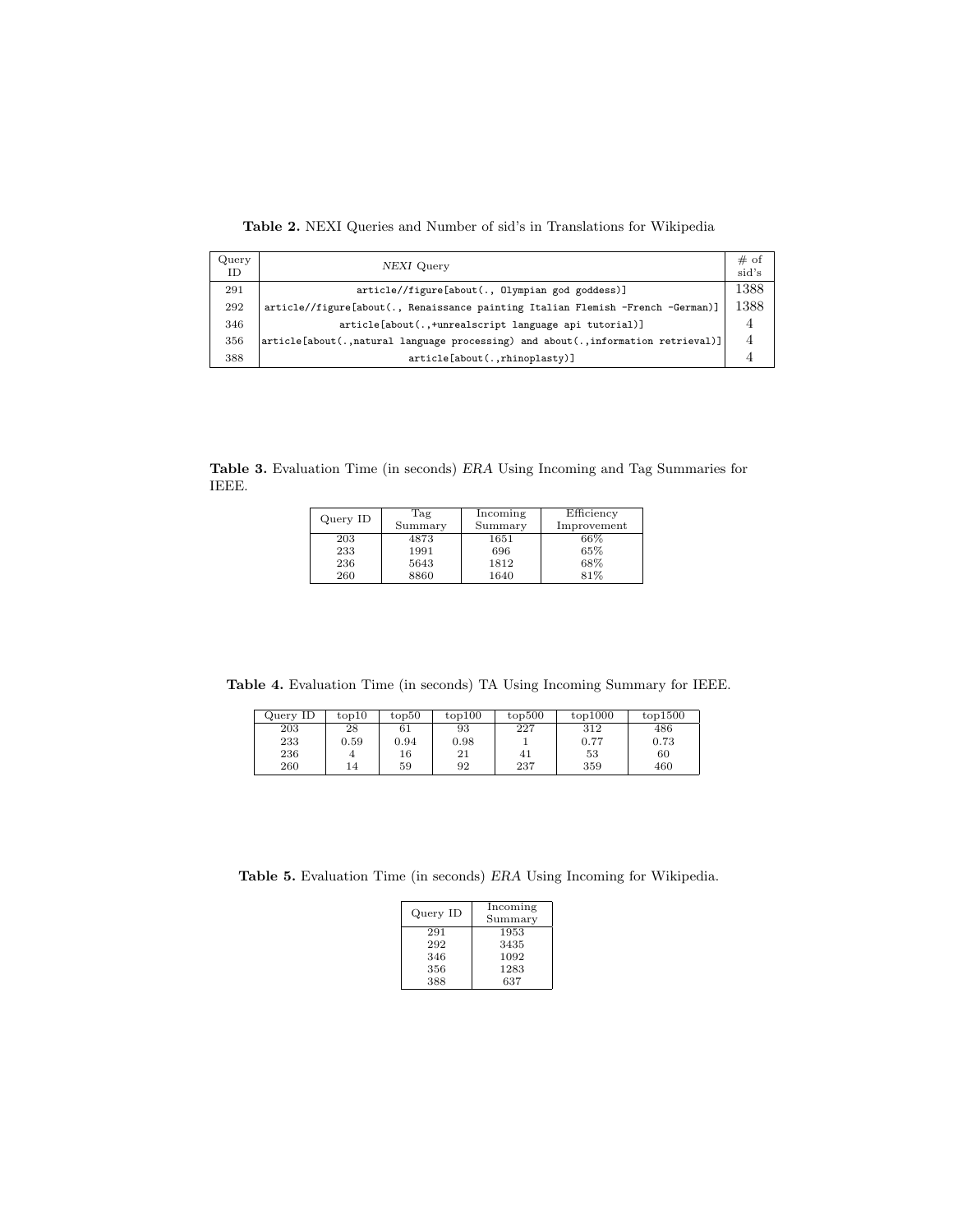**Table 2.** NEXI Queries and Number of sid's in Translations for Wikipedia

| Query ID | *NEXI* Query | # of sid's |
|---|---|---|
| 291 | `article//figure[about(., Olympian god goddess)]` | 1388 |
| 292 | `article//figure[about(., Renaissance painting Italian Flemish -French -German)]` | 1388 |
| 346 | `article[about(.,+unrealscript language api tutorial)]` | 4 |
| 356 | `article[about(.,natural language processing) and about(.,information retrieval)]` | 4 |
| 388 | `article[about(.,rhinoplasty)]` | 4 |

**Table 3.** Evaluation Time (in seconds) *ERA* Using Incoming and Tag Summaries for IEEE.

| Query ID | Tag Summary | Incoming Summary | Efficiency Improvement |
|---|---|---|---|
| 203 | 4873 | 1651 | 66% |
| 233 | 1991 | 696 | 65% |
| 236 | 5643 | 1812 | 68% |
| 260 | 8860 | 1640 | 81% |

**Table 4.** Evaluation Time (in seconds) TA Using Incoming Summary for IEEE.

| Query ID | top10 | top50 | top100 | top500 | top1000 | top1500 |
|---|---|---|---|---|---|---|
| 203 | 28 | 61 | 93 | 227 | 312 | 486 |
| 233 | 0.59 | 0.94 | 0.98 | 1 | 0.77 | 0.73 |
| 236 | 4 | 16 | 21 | 41 | 53 | 60 |
| 260 | 14 | 59 | 92 | 237 | 359 | 460 |

**Table 5.** Evaluation Time (in seconds) *ERA* Using Incoming for Wikipedia.

| Query ID | Incoming Summary |
|---|---|
| 291 | 1953 |
| 292 | 3435 |
| 346 | 1092 |
| 356 | 1283 |
| 388 | 637 |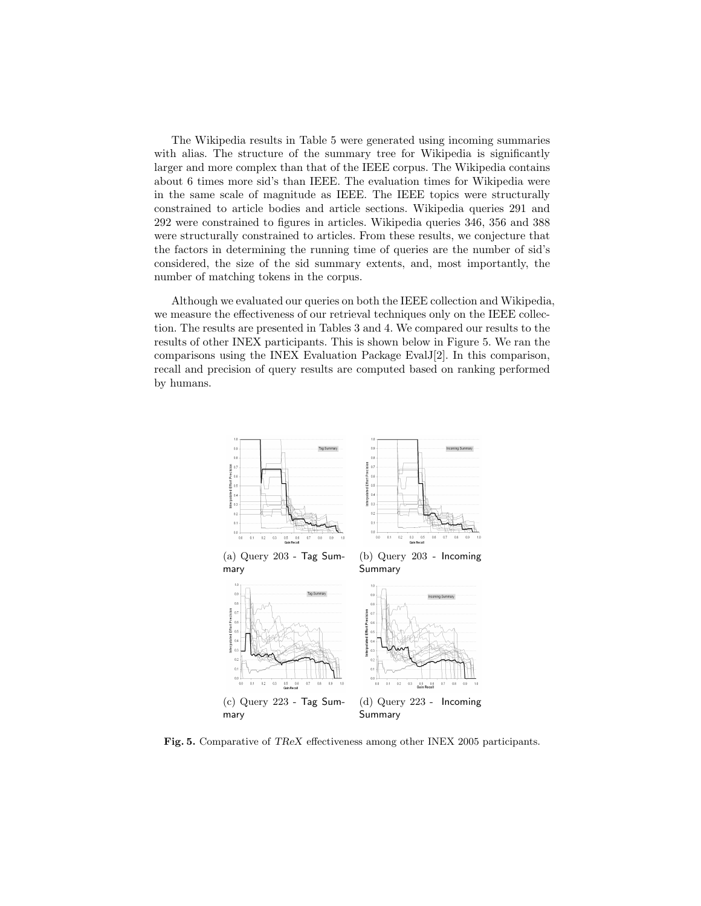The Wikipedia results in Table 5 were generated using incoming summaries with alias. The structure of the summary tree for Wikipedia is significantly larger and more complex than that of the IEEE corpus. The Wikipedia contains about 6 times more sid's than IEEE. The evaluation times for Wikipedia were in the same scale of magnitude as IEEE. The IEEE topics were structurally constrained to article bodies and article sections. Wikipedia queries 291 and 292 were constrained to figures in articles. Wikipedia queries 346, 356 and 388 were structurally constrained to articles. From these results, we conjecture that the factors in determining the running time of queries are the number of sid's considered, the size of the sid summary extents, and, most importantly, the number of matching tokens in the corpus.

Although we evaluated our queries on both the IEEE collection and Wikipedia, we measure the effectiveness of our retrieval techniques only on the IEEE collection. The results are presented in Tables 3 and 4. We compared our results to the results of other INEX participants. This is shown below in Figure 5. We ran the comparisons using the INEX Evaluation Package EvalJ[2]. In this comparison, recall and precision of query results are computed based on ranking performed by humans.

(a) Query 203 - Tag Summary

(b) Query 203 - Incoming Summary

(c) Query 223 - Tag Summary

(d) Query 223 - Incoming Summary

**Fig. 5.** Comparative of *TReX* effectiveness among other INEX 2005 participants.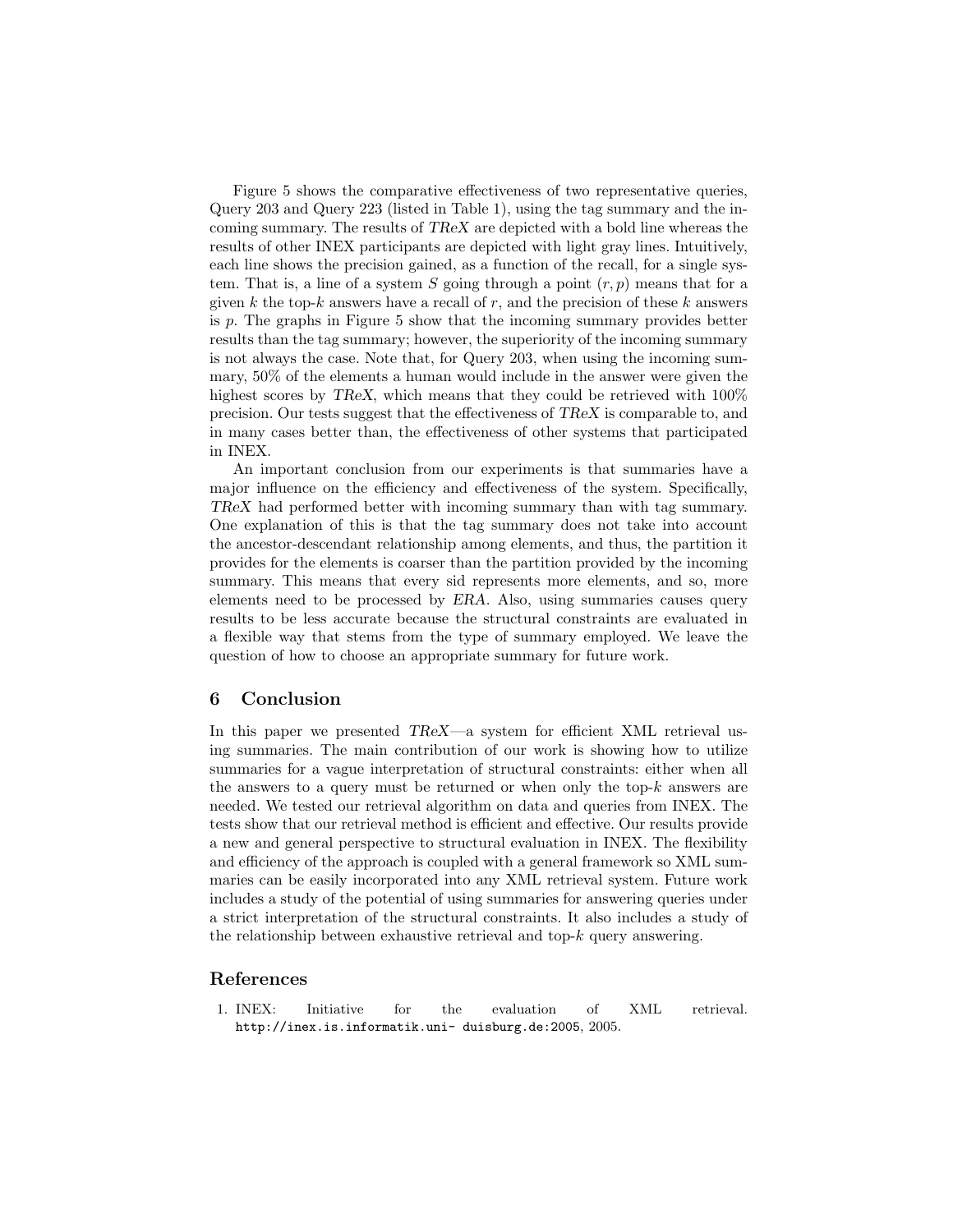Figure 5 shows the comparative effectiveness of two representative queries, Query 203 and Query 223 (listed in Table 1), using the tag summary and the incoming summary. The results of *TReX* are depicted with a bold line whereas the results of other INEX participants are depicted with light gray lines. Intuitively, each line shows the precision gained, as a function of the recall, for a single system. That is, a line of a system $S$ going through a point $(r, p)$ means that for a given $k$ the top-$k$ answers have a recall of $r$, and the precision of these $k$ answers is $p$. The graphs in Figure 5 show that the incoming summary provides better results than the tag summary; however, the superiority of the incoming summary is not always the case. Note that, for Query 203, when using the incoming summary, 50% of the elements a human would include in the answer were given the highest scores by *TReX*, which means that they could be retrieved with 100% precision. Our tests suggest that the effectiveness of *TReX* is comparable to, and in many cases better than, the effectiveness of other systems that participated in INEX.

An important conclusion from our experiments is that summaries have a major influence on the efficiency and effectiveness of the system. Specifically, *TReX* had performed better with incoming summary than with tag summary. One explanation of this is that the tag summary does not take into account the ancestor-descendant relationship among elements, and thus, the partition it provides for the elements is coarser than the partition provided by the incoming summary. This means that every sid represents more elements, and so, more elements need to be processed by *ERA*. Also, using summaries causes query results to be less accurate because the structural constraints are evaluated in a flexible way that stems from the type of summary employed. We leave the question of how to choose an appropriate summary for future work.

## 6 Conclusion

In this paper we presented *TReX*—a system for efficient XML retrieval using summaries. The main contribution of our work is showing how to utilize summaries for a vague interpretation of structural constraints: either when all the answers to a query must be returned or when only the top-$k$ answers are needed. We tested our retrieval algorithm on data and queries from INEX. The tests show that our retrieval method is efficient and effective. Our results provide a new and general perspective to structural evaluation in INEX. The flexibility and efficiency of the approach is coupled with a general framework so XML summaries can be easily incorporated into any XML retrieval system. Future work includes a study of the potential of using summaries for answering queries under a strict interpretation of the structural constraints. It also includes a study of the relationship between exhaustive retrieval and top-$k$ query answering.

## References

1. INEX: Initiative for the evaluation of XML retrieval. `http://inex.is.informatik.uni- duisburg.de:2005`, 2005.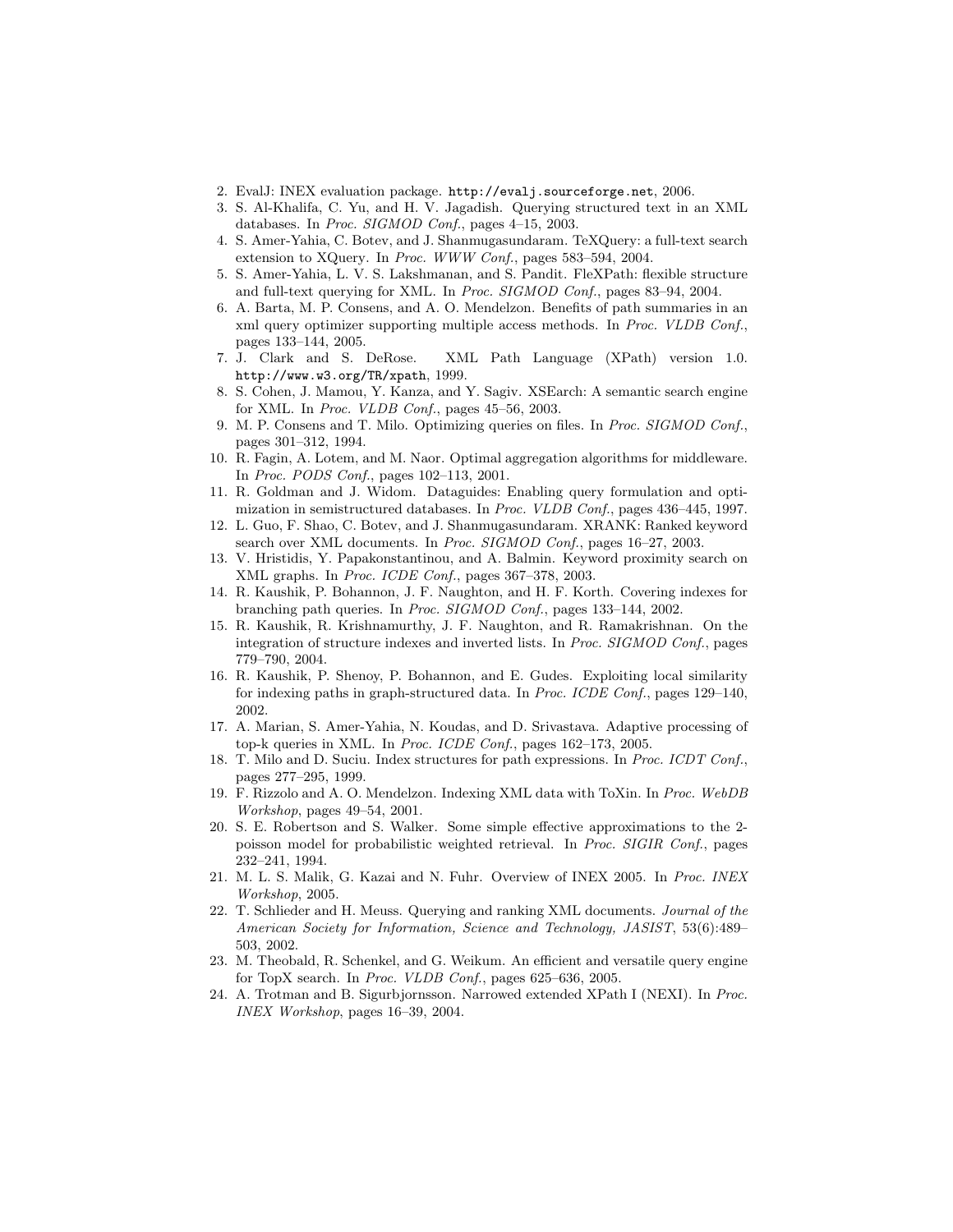2. EvalJ: INEX evaluation package. `http://evalj.sourceforge.net`, 2006.
3. S. Al-Khalifa, C. Yu, and H. V. Jagadish. Querying structured text in an XML databases. In *Proc. SIGMOD Conf.*, pages 4–15, 2003.
4. S. Amer-Yahia, C. Botev, and J. Shanmugasundaram. TeXQuery: a full-text search extension to XQuery. In *Proc. WWW Conf.*, pages 583–594, 2004.
5. S. Amer-Yahia, L. V. S. Lakshmanan, and S. Pandit. FleXPath: flexible structure and full-text querying for XML. In *Proc. SIGMOD Conf.*, pages 83–94, 2004.
6. A. Barta, M. P. Consens, and A. O. Mendelzon. Benefits of path summaries in an xml query optimizer supporting multiple access methods. In *Proc. VLDB Conf.*, pages 133–144, 2005.
7. J. Clark and S. DeRose. XML Path Language (XPath) version 1.0. `http://www.w3.org/TR/xpath`, 1999.
8. S. Cohen, J. Mamou, Y. Kanza, and Y. Sagiv. XSEarch: A semantic search engine for XML. In *Proc. VLDB Conf.*, pages 45–56, 2003.
9. M. P. Consens and T. Milo. Optimizing queries on files. In *Proc. SIGMOD Conf.*, pages 301–312, 1994.
10. R. Fagin, A. Lotem, and M. Naor. Optimal aggregation algorithms for middleware. In *Proc. PODS Conf.*, pages 102–113, 2001.
11. R. Goldman and J. Widom. Dataguides: Enabling query formulation and optimization in semistructured databases. In *Proc. VLDB Conf.*, pages 436–445, 1997.
12. L. Guo, F. Shao, C. Botev, and J. Shanmugasundaram. XRANK: Ranked keyword search over XML documents. In *Proc. SIGMOD Conf.*, pages 16–27, 2003.
13. V. Hristidis, Y. Papakonstantinou, and A. Balmin. Keyword proximity search on XML graphs. In *Proc. ICDE Conf.*, pages 367–378, 2003.
14. R. Kaushik, P. Bohannon, J. F. Naughton, and H. F. Korth. Covering indexes for branching path queries. In *Proc. SIGMOD Conf.*, pages 133–144, 2002.
15. R. Kaushik, R. Krishnamurthy, J. F. Naughton, and R. Ramakrishnan. On the integration of structure indexes and inverted lists. In *Proc. SIGMOD Conf.*, pages 779–790, 2004.
16. R. Kaushik, P. Shenoy, P. Bohannon, and E. Gudes. Exploiting local similarity for indexing paths in graph-structured data. In *Proc. ICDE Conf.*, pages 129–140, 2002.
17. A. Marian, S. Amer-Yahia, N. Koudas, and D. Srivastava. Adaptive processing of top-k queries in XML. In *Proc. ICDE Conf.*, pages 162–173, 2005.
18. T. Milo and D. Suciu. Index structures for path expressions. In *Proc. ICDT Conf.*, pages 277–295, 1999.
19. F. Rizzolo and A. O. Mendelzon. Indexing XML data with ToXin. In *Proc. WebDB Workshop*, pages 49–54, 2001.
20. S. E. Robertson and S. Walker. Some simple effective approximations to the 2-poisson model for probabilistic weighted retrieval. In *Proc. SIGIR Conf.*, pages 232–241, 1994.
21. M. L. S. Malik, G. Kazai and N. Fuhr. Overview of INEX 2005. In *Proc. INEX Workshop*, 2005.
22. T. Schlieder and H. Meuss. Querying and ranking XML documents. *Journal of the American Society for Information, Science and Technology, JASIST*, 53(6):489–503, 2002.
23. M. Theobald, R. Schenkel, and G. Weikum. An efficient and versatile query engine for TopX search. In *Proc. VLDB Conf.*, pages 625–636, 2005.
24. A. Trotman and B. Sigurbjornsson. Narrowed extended XPath I (NEXI). In *Proc. INEX Workshop*, pages 16–39, 2004.